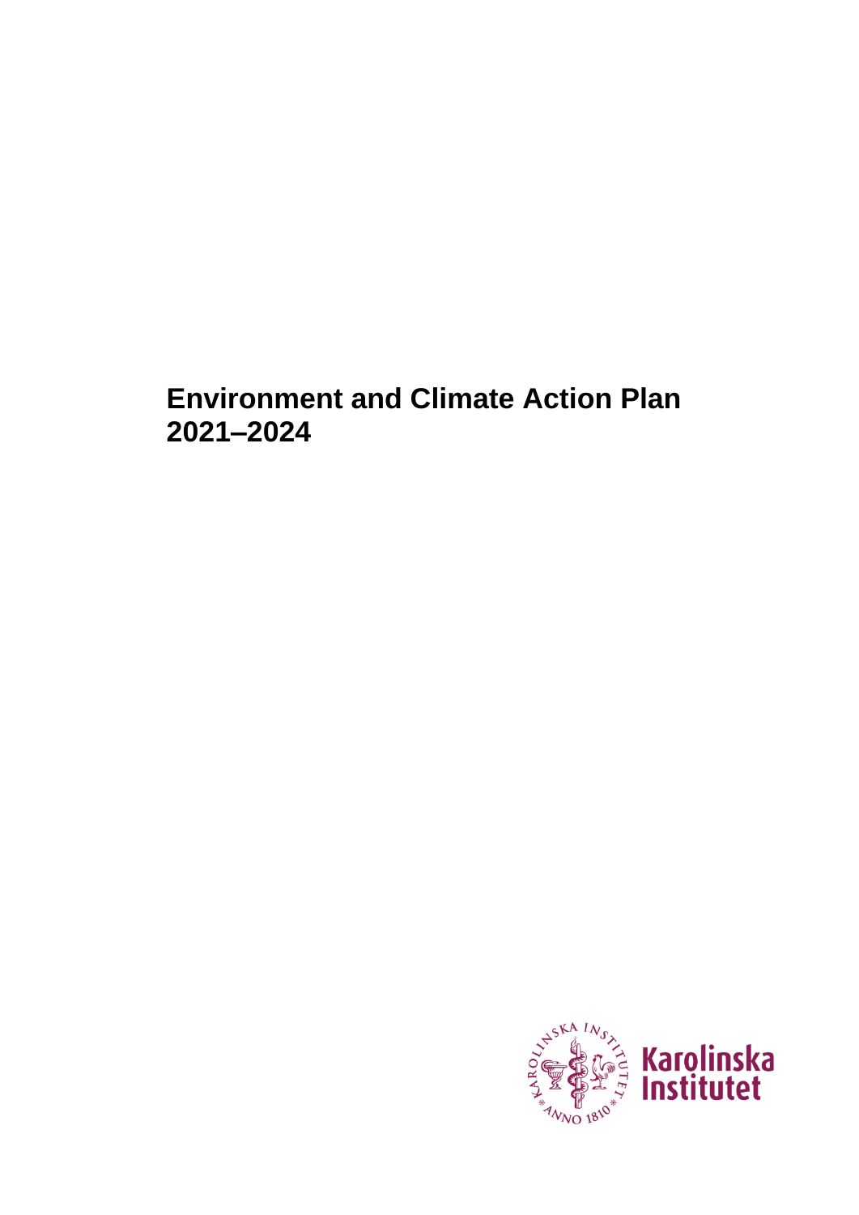# Environment and Climate Action Plan 2021–2024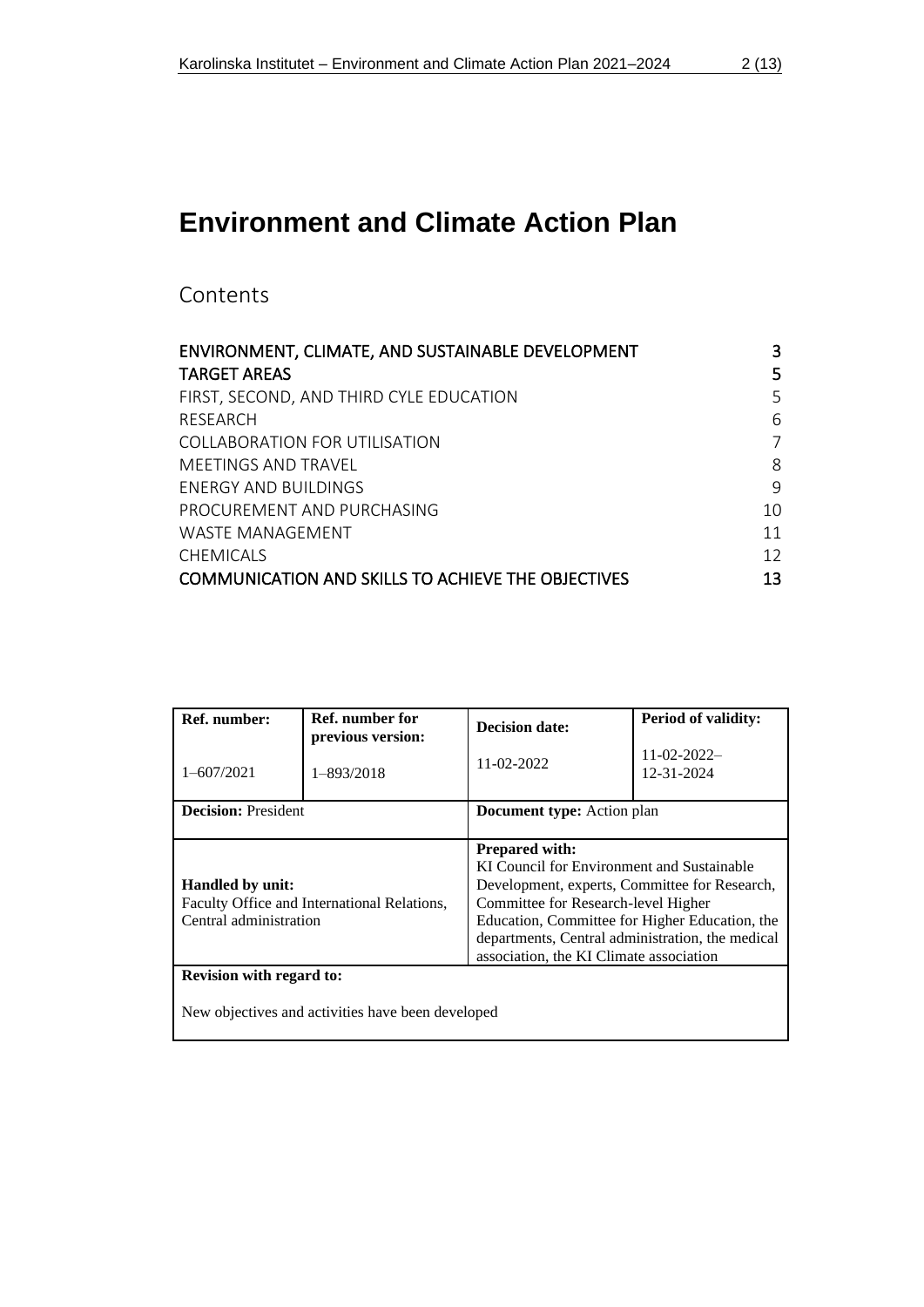# Environment and Climate Action Plan

## Contents

| | |
|---|---|
| **ENVIRONMENT, CLIMATE, AND SUSTAINABLE DEVELOPMENT** | **3** |
| **TARGET AREAS** | **5** |
| FIRST, SECOND, AND THIRD CYLE EDUCATION | 5 |
| RESEARCH | 6 |
| COLLABORATION FOR UTILISATION | 7 |
| MEETINGS AND TRAVEL | 8 |
| ENERGY AND BUILDINGS | 9 |
| PROCUREMENT AND PURCHASING | 10 |
| WASTE MANAGEMENT | 11 |
| CHEMICALS | 12 |
| **COMMUNICATION AND SKILLS TO ACHIEVE THE OBJECTIVES** | **13** |

| **Ref. number:** 1–607/2021 | **Ref. number for previous version:** 1–893/2018 | **Decision date:** 11-02-2022 | **Period of validity:** 11-02-2022–12-31-2024 |
|---|---|---|---|
| **Decision:** President | | **Document type:** Action plan | |
| **Handled by unit:** Faculty Office and International Relations, Central administration | | **Prepared with:** KI Council for Environment and Sustainable Development, experts, Committee for Research, Committee for Research-level Higher Education, Committee for Higher Education, the departments, Central administration, the medical association, the KI Climate association | |
| **Revision with regard to:** New objectives and activities have been developed | | | |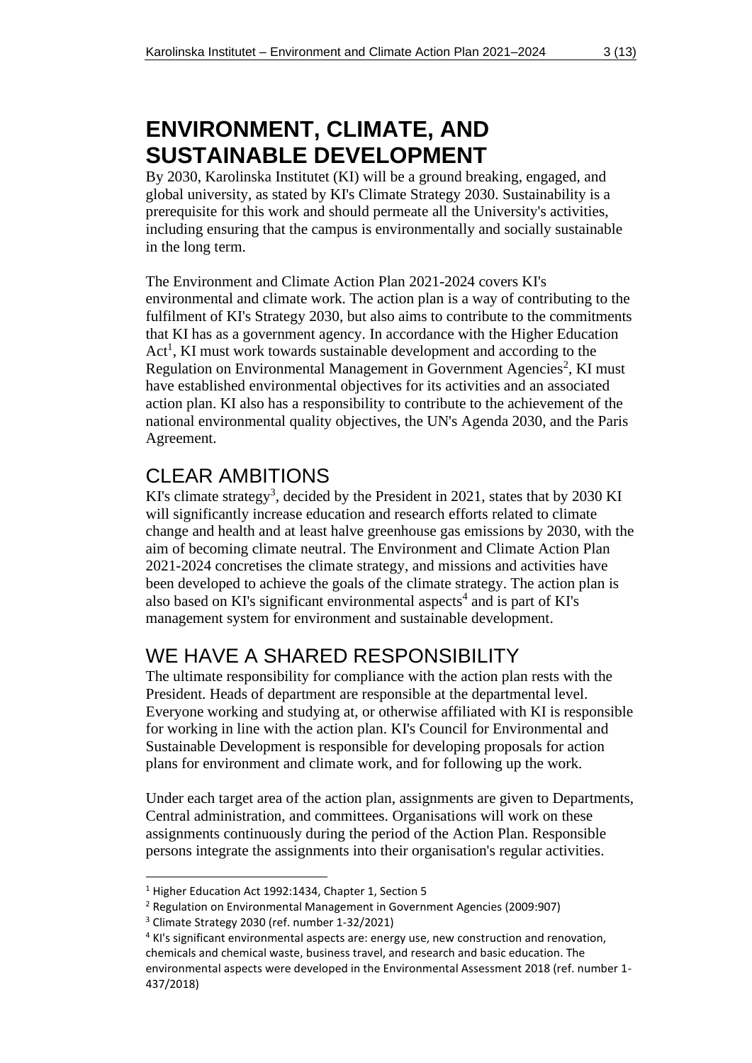# ENVIRONMENT, CLIMATE, AND SUSTAINABLE DEVELOPMENT

By 2030, Karolinska Institutet (KI) will be a ground breaking, engaged, and global university, as stated by KI's Climate Strategy 2030. Sustainability is a prerequisite for this work and should permeate all the University's activities, including ensuring that the campus is environmentally and socially sustainable in the long term.

The Environment and Climate Action Plan 2021-2024 covers KI's environmental and climate work. The action plan is a way of contributing to the fulfilment of KI's Strategy 2030, but also aims to contribute to the commitments that KI has as a government agency. In accordance with the Higher Education Act[1], KI must work towards sustainable development and according to the Regulation on Environmental Management in Government Agencies[2], KI must have established environmental objectives for its activities and an associated action plan. KI also has a responsibility to contribute to the achievement of the national environmental quality objectives, the UN's Agenda 2030, and the Paris Agreement.

## CLEAR AMBITIONS

KI's climate strategy[3], decided by the President in 2021, states that by 2030 KI will significantly increase education and research efforts related to climate change and health and at least halve greenhouse gas emissions by 2030, with the aim of becoming climate neutral. The Environment and Climate Action Plan 2021-2024 concretises the climate strategy, and missions and activities have been developed to achieve the goals of the climate strategy. The action plan is also based on KI's significant environmental aspects[4] and is part of KI's management system for environment and sustainable development.

## WE HAVE A SHARED RESPONSIBILITY

The ultimate responsibility for compliance with the action plan rests with the President. Heads of department are responsible at the departmental level. Everyone working and studying at, or otherwise affiliated with KI is responsible for working in line with the action plan. KI's Council for Environmental and Sustainable Development is responsible for developing proposals for action plans for environment and climate work, and for following up the work.

Under each target area of the action plan, assignments are given to Departments, Central administration, and committees. Organisations will work on these assignments continuously during the period of the Action Plan. Responsible persons integrate the assignments into their organisation's regular activities.

---

[1] Higher Education Act 1992:1434, Chapter 1, Section 5

[2] Regulation on Environmental Management in Government Agencies (2009:907)

[3] Climate Strategy 2030 (ref. number 1-32/2021)

[4] KI's significant environmental aspects are: energy use, new construction and renovation, chemicals and chemical waste, business travel, and research and basic education. The environmental aspects were developed in the Environmental Assessment 2018 (ref. number 1-437/2018)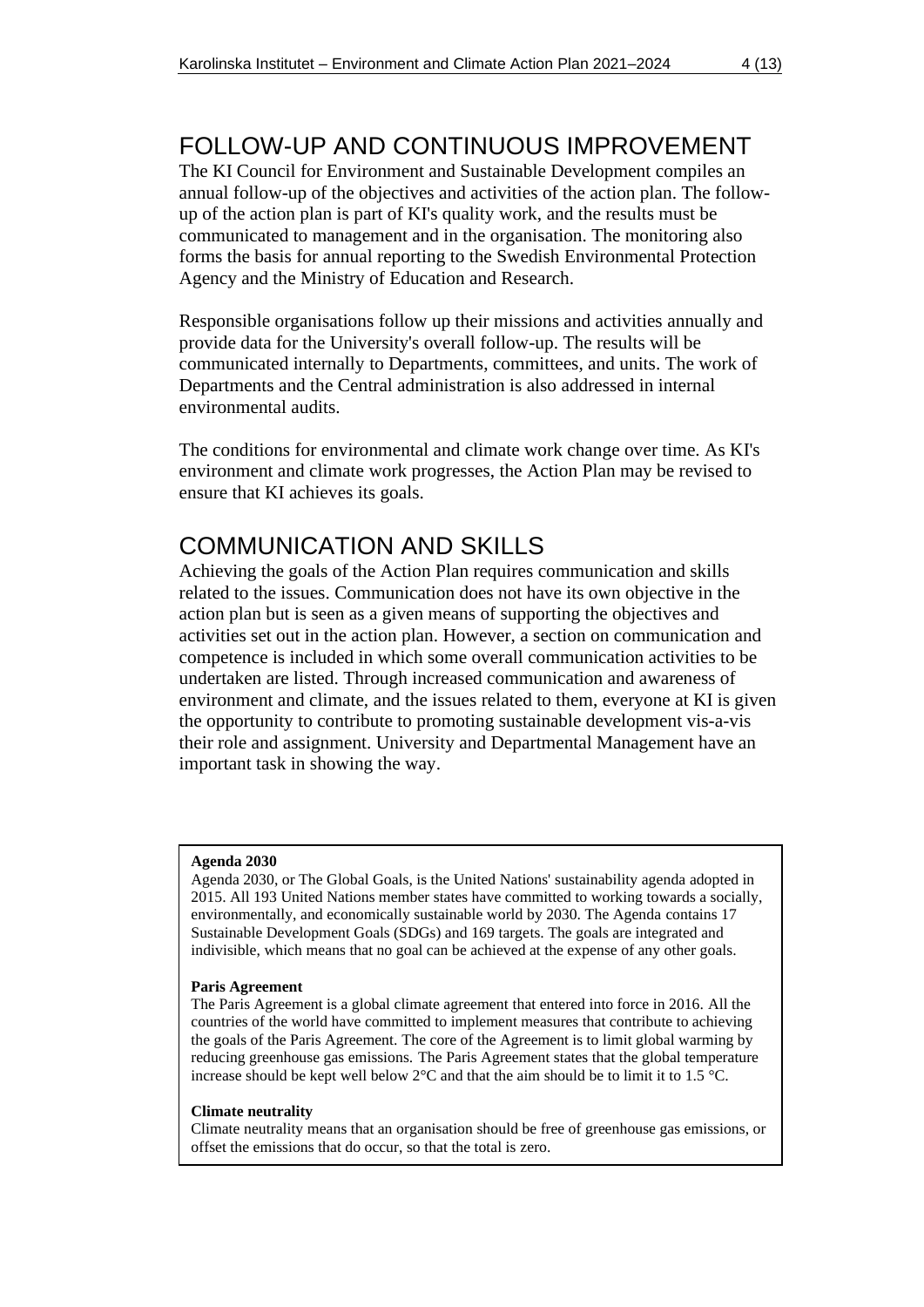## FOLLOW-UP AND CONTINUOUS IMPROVEMENT

The KI Council for Environment and Sustainable Development compiles an annual follow-up of the objectives and activities of the action plan. The follow-up of the action plan is part of KI's quality work, and the results must be communicated to management and in the organisation. The monitoring also forms the basis for annual reporting to the Swedish Environmental Protection Agency and the Ministry of Education and Research.

Responsible organisations follow up their missions and activities annually and provide data for the University's overall follow-up. The results will be communicated internally to Departments, committees, and units. The work of Departments and the Central administration is also addressed in internal environmental audits.

The conditions for environmental and climate work change over time. As KI's environment and climate work progresses, the Action Plan may be revised to ensure that KI achieves its goals.

## COMMUNICATION AND SKILLS

Achieving the goals of the Action Plan requires communication and skills related to the issues. Communication does not have its own objective in the action plan but is seen as a given means of supporting the objectives and activities set out in the action plan. However, a section on communication and competence is included in which some overall communication activities to be undertaken are listed. Through increased communication and awareness of environment and climate, and the issues related to them, everyone at KI is given the opportunity to contribute to promoting sustainable development vis-a-vis their role and assignment. University and Departmental Management have an important task in showing the way.

**Agenda 2030**

Agenda 2030, or The Global Goals, is the United Nations' sustainability agenda adopted in 2015. All 193 United Nations member states have committed to working towards a socially, environmentally, and economically sustainable world by 2030. The Agenda contains 17 Sustainable Development Goals (SDGs) and 169 targets. The goals are integrated and indivisible, which means that no goal can be achieved at the expense of any other goals.

**Paris Agreement**

The Paris Agreement is a global climate agreement that entered into force in 2016. All the countries of the world have committed to implement measures that contribute to achieving the goals of the Paris Agreement. The core of the Agreement is to limit global warming by reducing greenhouse gas emissions. The Paris Agreement states that the global temperature increase should be kept well below 2°C and that the aim should be to limit it to 1.5 °C.

**Climate neutrality**

Climate neutrality means that an organisation should be free of greenhouse gas emissions, or offset the emissions that do occur, so that the total is zero.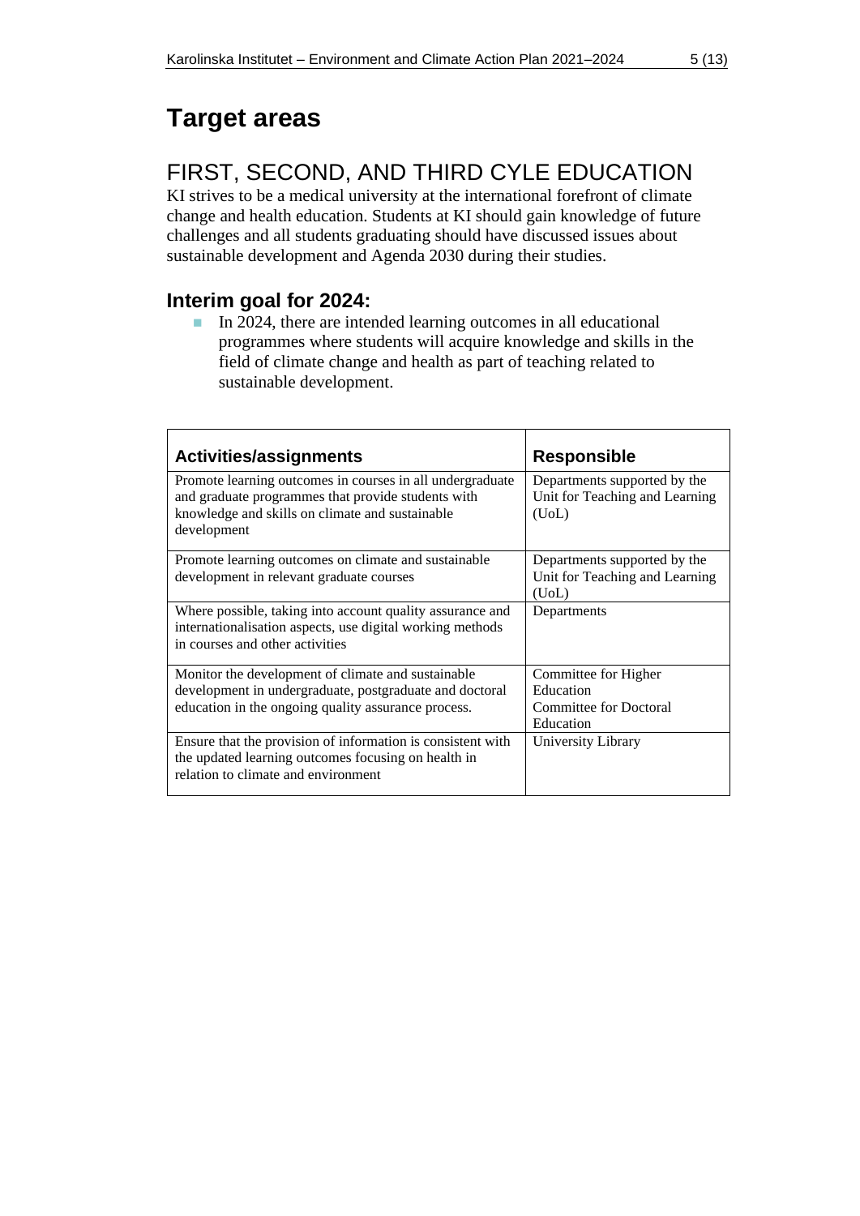# Target areas

## FIRST, SECOND, AND THIRD CYLE EDUCATION

KI strives to be a medical university at the international forefront of climate change and health education. Students at KI should gain knowledge of future challenges and all students graduating should have discussed issues about sustainable development and Agenda 2030 during their studies.

### Interim goal for 2024:

- In 2024, there are intended learning outcomes in all educational programmes where students will acquire knowledge and skills in the field of climate change and health as part of teaching related to sustainable development.

| Activities/assignments | Responsible |
|---|---|
| Promote learning outcomes in courses in all undergraduate and graduate programmes that provide students with knowledge and skills on climate and sustainable development | Departments supported by the Unit for Teaching and Learning (UoL) |
| Promote learning outcomes on climate and sustainable development in relevant graduate courses | Departments supported by the Unit for Teaching and Learning (UoL) |
| Where possible, taking into account quality assurance and internationalisation aspects, use digital working methods in courses and other activities | Departments |
| Monitor the development of climate and sustainable development in undergraduate, postgraduate and doctoral education in the ongoing quality assurance process. | Committee for Higher Education<br>Committee for Doctoral Education |
| Ensure that the provision of information is consistent with the updated learning outcomes focusing on health in relation to climate and environment | University Library |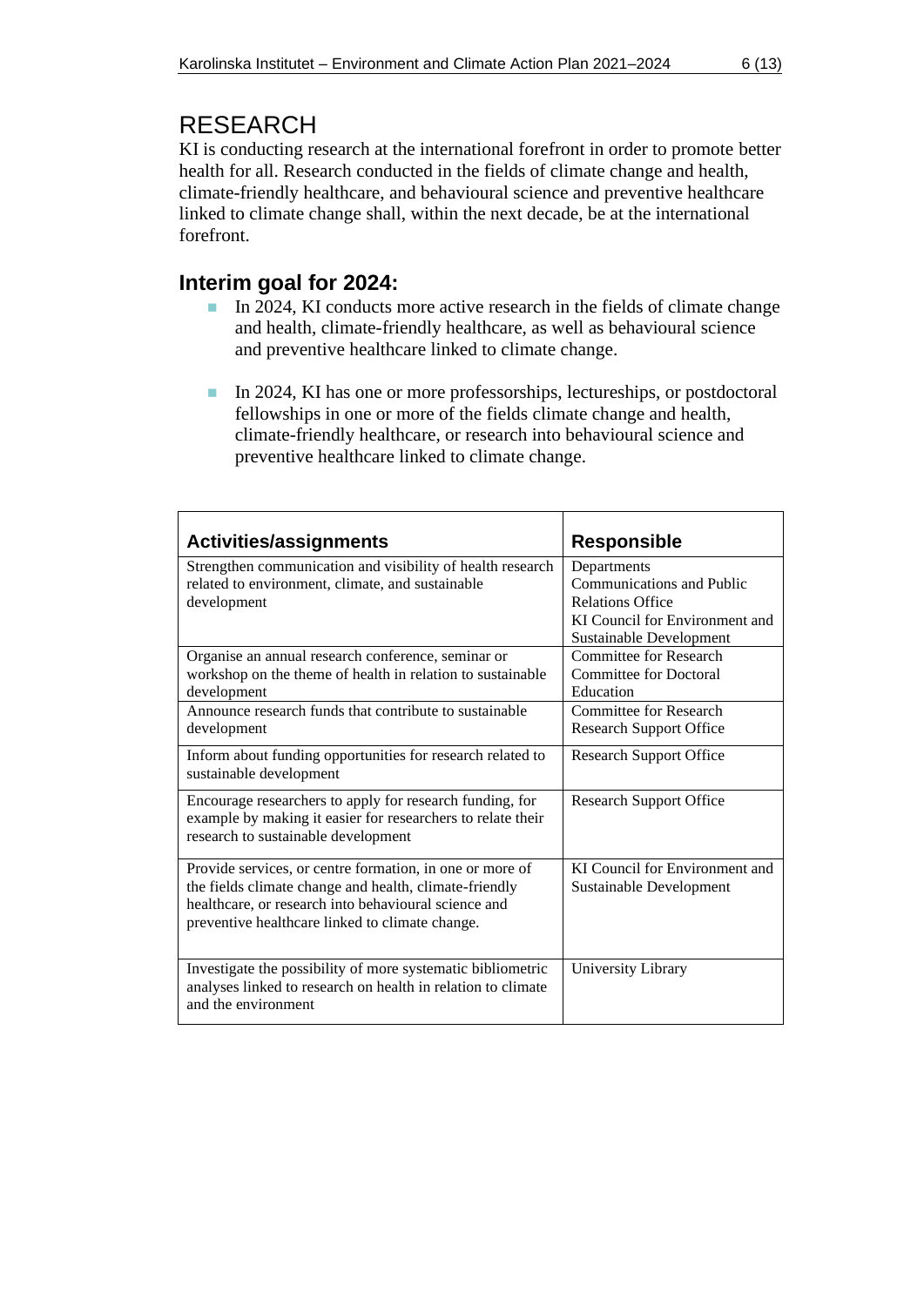# RESEARCH

KI is conducting research at the international forefront in order to promote better health for all. Research conducted in the fields of climate change and health, climate-friendly healthcare, and behavioural science and preventive healthcare linked to climate change shall, within the next decade, be at the international forefront.

## Interim goal for 2024:

- In 2024, KI conducts more active research in the fields of climate change and health, climate-friendly healthcare, as well as behavioural science and preventive healthcare linked to climate change.
- In 2024, KI has one or more professorships, lectureships, or postdoctoral fellowships in one or more of the fields climate change and health, climate-friendly healthcare, or research into behavioural science and preventive healthcare linked to climate change.

| Activities/assignments | Responsible |
|---|---|
| Strengthen communication and visibility of health research related to environment, climate, and sustainable development | Departments<br>Communications and Public Relations Office<br>KI Council for Environment and Sustainable Development |
| Organise an annual research conference, seminar or workshop on the theme of health in relation to sustainable development | Committee for Research<br>Committee for Doctoral Education |
| Announce research funds that contribute to sustainable development | Committee for Research<br>Research Support Office |
| Inform about funding opportunities for research related to sustainable development | Research Support Office |
| Encourage researchers to apply for research funding, for example by making it easier for researchers to relate their research to sustainable development | Research Support Office |
| Provide services, or centre formation, in one or more of the fields climate change and health, climate-friendly healthcare, or research into behavioural science and preventive healthcare linked to climate change. | KI Council for Environment and Sustainable Development |
| Investigate the possibility of more systematic bibliometric analyses linked to research on health in relation to climate and the environment | University Library |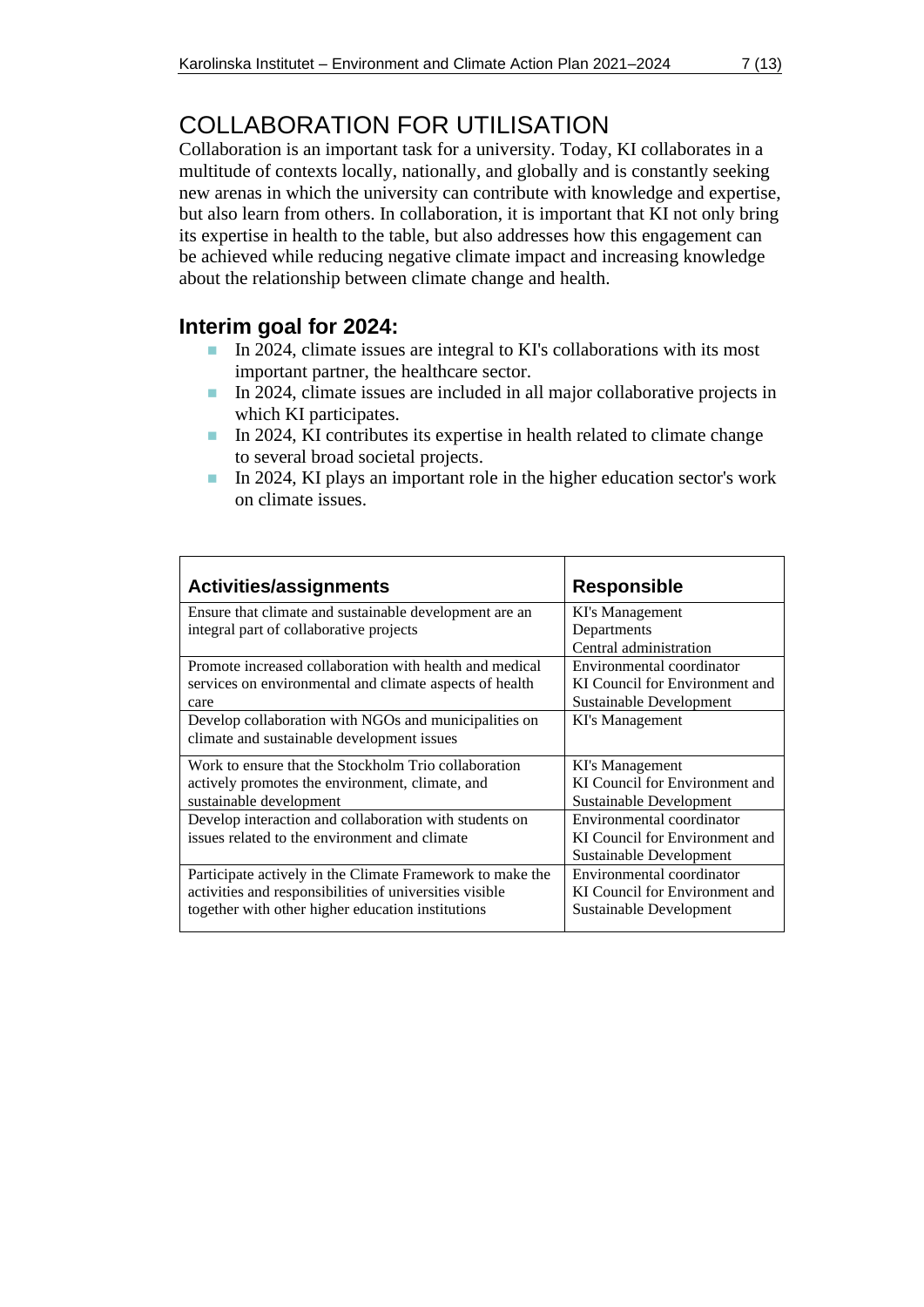# COLLABORATION FOR UTILISATION

Collaboration is an important task for a university. Today, KI collaborates in a multitude of contexts locally, nationally, and globally and is constantly seeking new arenas in which the university can contribute with knowledge and expertise, but also learn from others. In collaboration, it is important that KI not only bring its expertise in health to the table, but also addresses how this engagement can be achieved while reducing negative climate impact and increasing knowledge about the relationship between climate change and health.

## Interim goal for 2024:

- In 2024, climate issues are integral to KI's collaborations with its most important partner, the healthcare sector.
- In 2024, climate issues are included in all major collaborative projects in which KI participates.
- In 2024, KI contributes its expertise in health related to climate change to several broad societal projects.
- In 2024, KI plays an important role in the higher education sector's work on climate issues.

| Activities/assignments | Responsible |
|---|---|
| Ensure that climate and sustainable development are an integral part of collaborative projects | KI's Management<br>Departments<br>Central administration |
| Promote increased collaboration with health and medical services on environmental and climate aspects of health care | Environmental coordinator<br>KI Council for Environment and Sustainable Development |
| Develop collaboration with NGOs and municipalities on climate and sustainable development issues | KI's Management |
| Work to ensure that the Stockholm Trio collaboration actively promotes the environment, climate, and sustainable development | KI's Management<br>KI Council for Environment and Sustainable Development |
| Develop interaction and collaboration with students on issues related to the environment and climate | Environmental coordinator<br>KI Council for Environment and Sustainable Development |
| Participate actively in the Climate Framework to make the activities and responsibilities of universities visible together with other higher education institutions | Environmental coordinator<br>KI Council for Environment and Sustainable Development |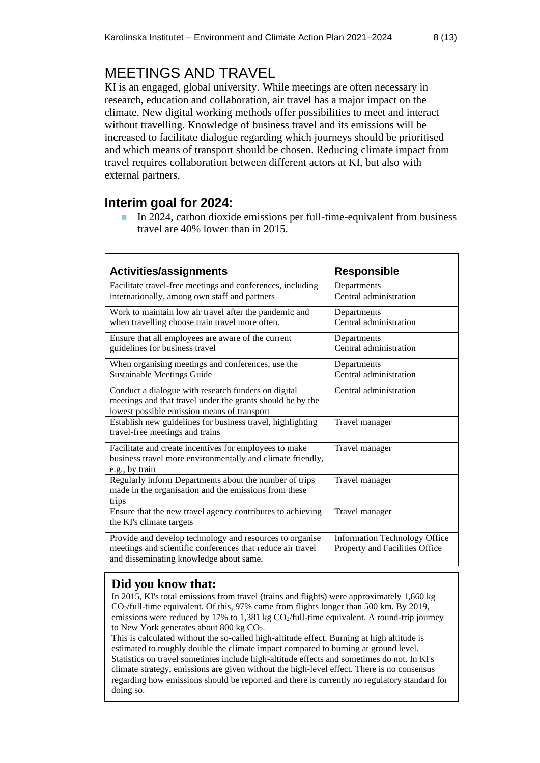# MEETINGS AND TRAVEL

KI is an engaged, global university. While meetings are often necessary in research, education and collaboration, air travel has a major impact on the climate. New digital working methods offer possibilities to meet and interact without travelling. Knowledge of business travel and its emissions will be increased to facilitate dialogue regarding which journeys should be prioritised and which means of transport should be chosen. Reducing climate impact from travel requires collaboration between different actors at KI, but also with external partners.

## Interim goal for 2024:

- In 2024, carbon dioxide emissions per full-time-equivalent from business travel are 40% lower than in 2015.

| Activities/assignments | Responsible |
|---|---|
| Facilitate travel-free meetings and conferences, including internationally, among own staff and partners | Departments<br>Central administration |
| Work to maintain low air travel after the pandemic and when travelling choose train travel more often. | Departments<br>Central administration |
| Ensure that all employees are aware of the current guidelines for business travel | Departments<br>Central administration |
| When organising meetings and conferences, use the Sustainable Meetings Guide | Departments<br>Central administration |
| Conduct a dialogue with research funders on digital meetings and that travel under the grants should be by the lowest possible emission means of transport | Central administration |
| Establish new guidelines for business travel, highlighting travel-free meetings and trains | Travel manager |
| Facilitate and create incentives for employees to make business travel more environmentally and climate friendly, e.g., by train | Travel manager |
| Regularly inform Departments about the number of trips made in the organisation and the emissions from these trips | Travel manager |
| Ensure that the new travel agency contributes to achieving the KI's climate targets | Travel manager |
| Provide and develop technology and resources to organise meetings and scientific conferences that reduce air travel and disseminating knowledge about same. | Information Technology Office<br>Property and Facilities Office |

### Did you know that:

In 2015, KI's total emissions from travel (trains and flights) were approximately 1,660 kg $CO_2$/full-time equivalent. Of this, 97% came from flights longer than 500 km. By 2019, emissions were reduced by 17% to 1,381 kg $CO_2$/full-time equivalent. A round-trip journey to New York generates about 800 kg $CO_2$.

This is calculated without the so-called high-altitude effect. Burning at high altitude is estimated to roughly double the climate impact compared to burning at ground level. Statistics on travel sometimes include high-altitude effects and sometimes do not. In KI's climate strategy, emissions are given without the high-level effect. There is no consensus regarding how emissions should be reported and there is currently no regulatory standard for doing so.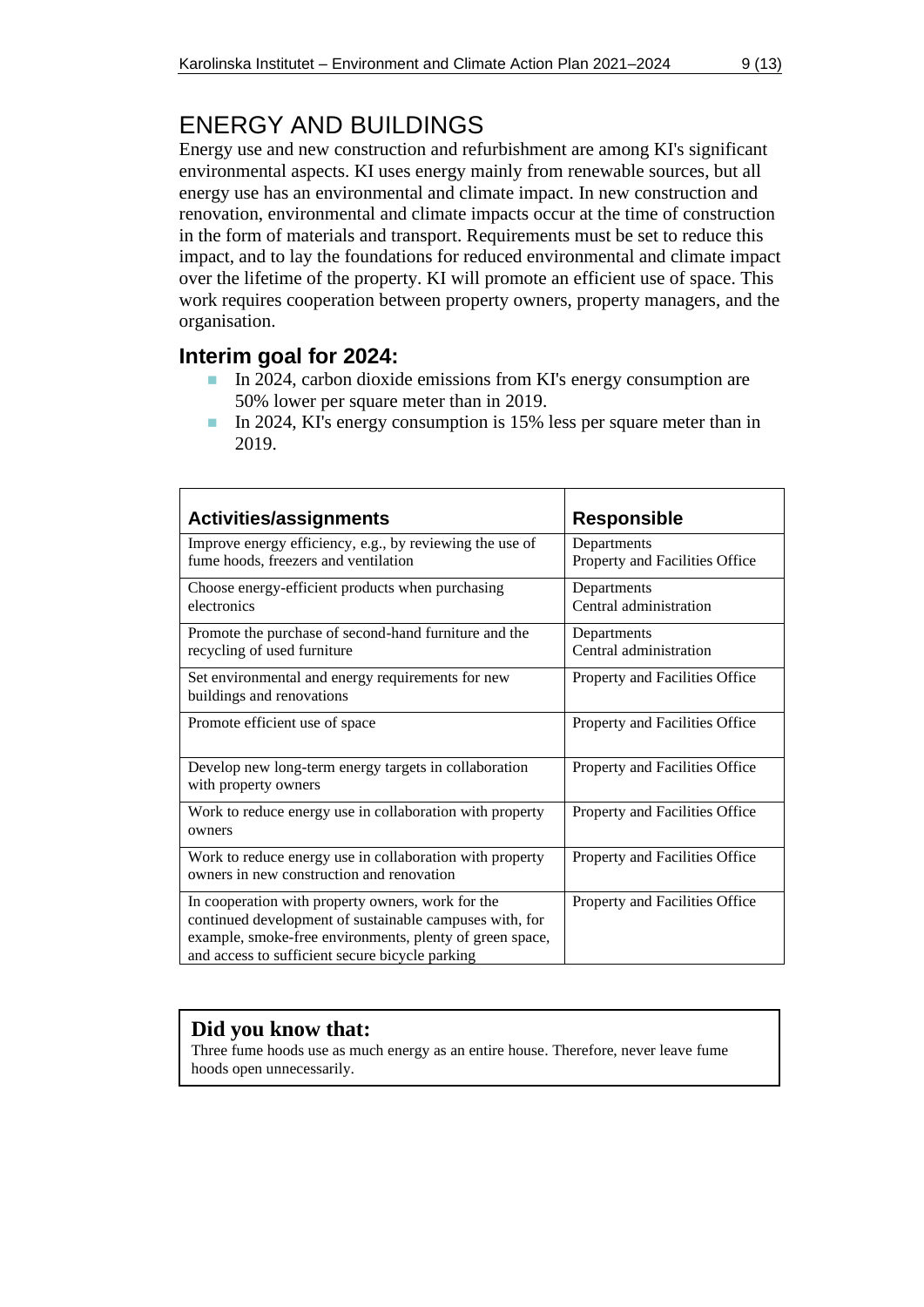# ENERGY AND BUILDINGS

Energy use and new construction and refurbishment are among KI's significant environmental aspects. KI uses energy mainly from renewable sources, but all energy use has an environmental and climate impact. In new construction and renovation, environmental and climate impacts occur at the time of construction in the form of materials and transport. Requirements must be set to reduce this impact, and to lay the foundations for reduced environmental and climate impact over the lifetime of the property. KI will promote an efficient use of space. This work requires cooperation between property owners, property managers, and the organisation.

## Interim goal for 2024:

- In 2024, carbon dioxide emissions from KI's energy consumption are 50% lower per square meter than in 2019.
- In 2024, KI's energy consumption is 15% less per square meter than in 2019.

| Activities/assignments | Responsible |
|---|---|
| Improve energy efficiency, e.g., by reviewing the use of fume hoods, freezers and ventilation | Departments<br>Property and Facilities Office |
| Choose energy-efficient products when purchasing electronics | Departments<br>Central administration |
| Promote the purchase of second-hand furniture and the recycling of used furniture | Departments<br>Central administration |
| Set environmental and energy requirements for new buildings and renovations | Property and Facilities Office |
| Promote efficient use of space | Property and Facilities Office |
| Develop new long-term energy targets in collaboration with property owners | Property and Facilities Office |
| Work to reduce energy use in collaboration with property owners | Property and Facilities Office |
| Work to reduce energy use in collaboration with property owners in new construction and renovation | Property and Facilities Office |
| In cooperation with property owners, work for the continued development of sustainable campuses with, for example, smoke-free environments, plenty of green space, and access to sufficient secure bicycle parking | Property and Facilities Office |

**Did you know that:**

Three fume hoods use as much energy as an entire house. Therefore, never leave fume hoods open unnecessarily.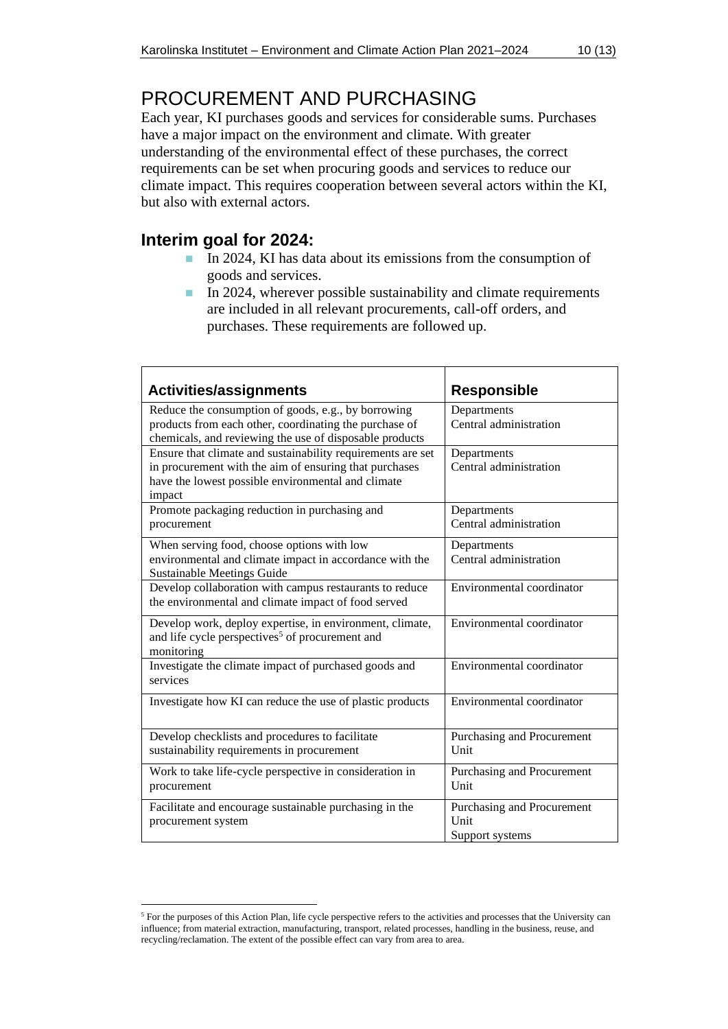# PROCUREMENT AND PURCHASING

Each year, KI purchases goods and services for considerable sums. Purchases have a major impact on the environment and climate. With greater understanding of the environmental effect of these purchases, the correct requirements can be set when procuring goods and services to reduce our climate impact. This requires cooperation between several actors within the KI, but also with external actors.

## Interim goal for 2024:

- In 2024, KI has data about its emissions from the consumption of goods and services.
- In 2024, wherever possible sustainability and climate requirements are included in all relevant procurements, call-off orders, and purchases. These requirements are followed up.

| Activities/assignments | Responsible |
|---|---|
| Reduce the consumption of goods, e.g., by borrowing products from each other, coordinating the purchase of chemicals, and reviewing the use of disposable products | Departments<br>Central administration |
| Ensure that climate and sustainability requirements are set in procurement with the aim of ensuring that purchases have the lowest possible environmental and climate impact | Departments<br>Central administration |
| Promote packaging reduction in purchasing and procurement | Departments<br>Central administration |
| When serving food, choose options with low environmental and climate impact in accordance with the Sustainable Meetings Guide | Departments<br>Central administration |
| Develop collaboration with campus restaurants to reduce the environmental and climate impact of food served | Environmental coordinator |
| Develop work, deploy expertise, in environment, climate, and life cycle perspectives[5] of procurement and monitoring | Environmental coordinator |
| Investigate the climate impact of purchased goods and services | Environmental coordinator |
| Investigate how KI can reduce the use of plastic products | Environmental coordinator |
| Develop checklists and procedures to facilitate sustainability requirements in procurement | Purchasing and Procurement Unit |
| Work to take life-cycle perspective in consideration in procurement | Purchasing and Procurement Unit |
| Facilitate and encourage sustainable purchasing in the procurement system | Purchasing and Procurement Unit<br>Support systems |

[5] For the purposes of this Action Plan, life cycle perspective refers to the activities and processes that the University can influence; from material extraction, manufacturing, transport, related processes, handling in the business, reuse, and recycling/reclamation. The extent of the possible effect can vary from area to area.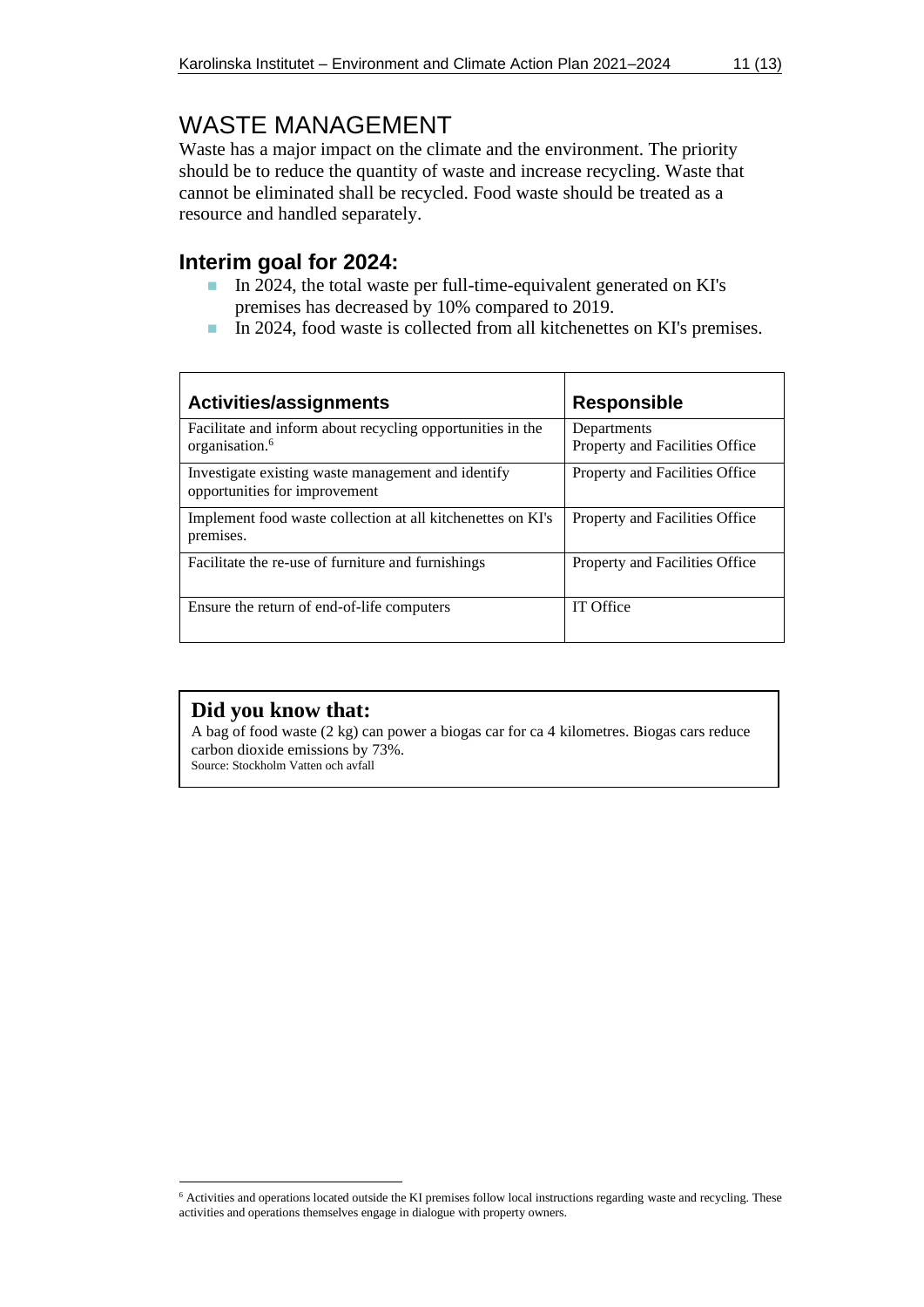# WASTE MANAGEMENT

Waste has a major impact on the climate and the environment. The priority should be to reduce the quantity of waste and increase recycling. Waste that cannot be eliminated shall be recycled. Food waste should be treated as a resource and handled separately.

## Interim goal for 2024:

- In 2024, the total waste per full-time-equivalent generated on KI's premises has decreased by 10% compared to 2019.
- In 2024, food waste is collected from all kitchenettes on KI's premises.

| Activities/assignments | Responsible |
|---|---|
| Facilitate and inform about recycling opportunities in the organisation.[6] | Departments<br>Property and Facilities Office |
| Investigate existing waste management and identify opportunities for improvement | Property and Facilities Office |
| Implement food waste collection at all kitchenettes on KI's premises. | Property and Facilities Office |
| Facilitate the re-use of furniture and furnishings | Property and Facilities Office |
| Ensure the return of end-of-life computers | IT Office |

**Did you know that:**

A bag of food waste (2 kg) can power a biogas car for ca 4 kilometres. Biogas cars reduce carbon dioxide emissions by 73%.

Source: Stockholm Vatten och avfall

[6] Activities and operations located outside the KI premises follow local instructions regarding waste and recycling. These activities and operations themselves engage in dialogue with property owners.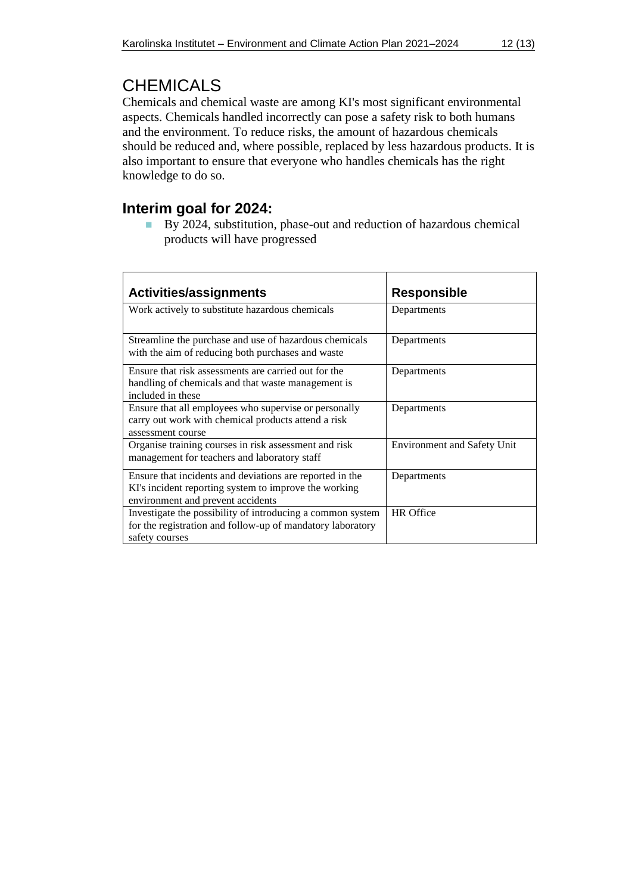# CHEMICALS

Chemicals and chemical waste are among KI's most significant environmental aspects. Chemicals handled incorrectly can pose a safety risk to both humans and the environment. To reduce risks, the amount of hazardous chemicals should be reduced and, where possible, replaced by less hazardous products. It is also important to ensure that everyone who handles chemicals has the right knowledge to do so.

## Interim goal for 2024:

- By 2024, substitution, phase-out and reduction of hazardous chemical products will have progressed

| Activities/assignments | Responsible |
|---|---|
| Work actively to substitute hazardous chemicals | Departments |
| Streamline the purchase and use of hazardous chemicals with the aim of reducing both purchases and waste | Departments |
| Ensure that risk assessments are carried out for the handling of chemicals and that waste management is included in these | Departments |
| Ensure that all employees who supervise or personally carry out work with chemical products attend a risk assessment course | Departments |
| Organise training courses in risk assessment and risk management for teachers and laboratory staff | Environment and Safety Unit |
| Ensure that incidents and deviations are reported in the KI's incident reporting system to improve the working environment and prevent accidents | Departments |
| Investigate the possibility of introducing a common system for the registration and follow-up of mandatory laboratory safety courses | HR Office |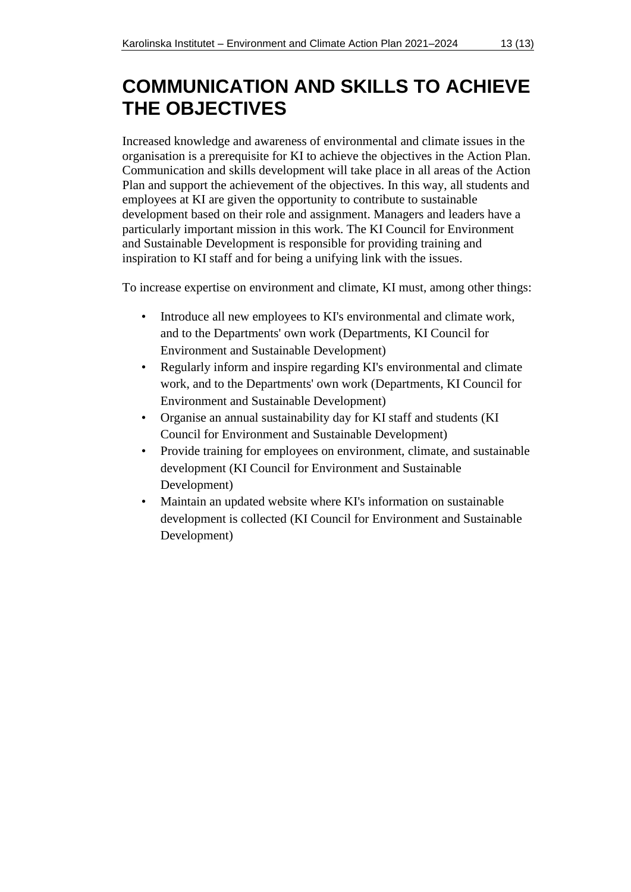# COMMUNICATION AND SKILLS TO ACHIEVE THE OBJECTIVES

Increased knowledge and awareness of environmental and climate issues in the organisation is a prerequisite for KI to achieve the objectives in the Action Plan. Communication and skills development will take place in all areas of the Action Plan and support the achievement of the objectives. In this way, all students and employees at KI are given the opportunity to contribute to sustainable development based on their role and assignment. Managers and leaders have a particularly important mission in this work. The KI Council for Environment and Sustainable Development is responsible for providing training and inspiration to KI staff and for being a unifying link with the issues.

To increase expertise on environment and climate, KI must, among other things:

- Introduce all new employees to KI's environmental and climate work, and to the Departments' own work (Departments, KI Council for Environment and Sustainable Development)
- Regularly inform and inspire regarding KI's environmental and climate work, and to the Departments' own work (Departments, KI Council for Environment and Sustainable Development)
- Organise an annual sustainability day for KI staff and students (KI Council for Environment and Sustainable Development)
- Provide training for employees on environment, climate, and sustainable development (KI Council for Environment and Sustainable Development)
- Maintain an updated website where KI's information on sustainable development is collected (KI Council for Environment and Sustainable Development)